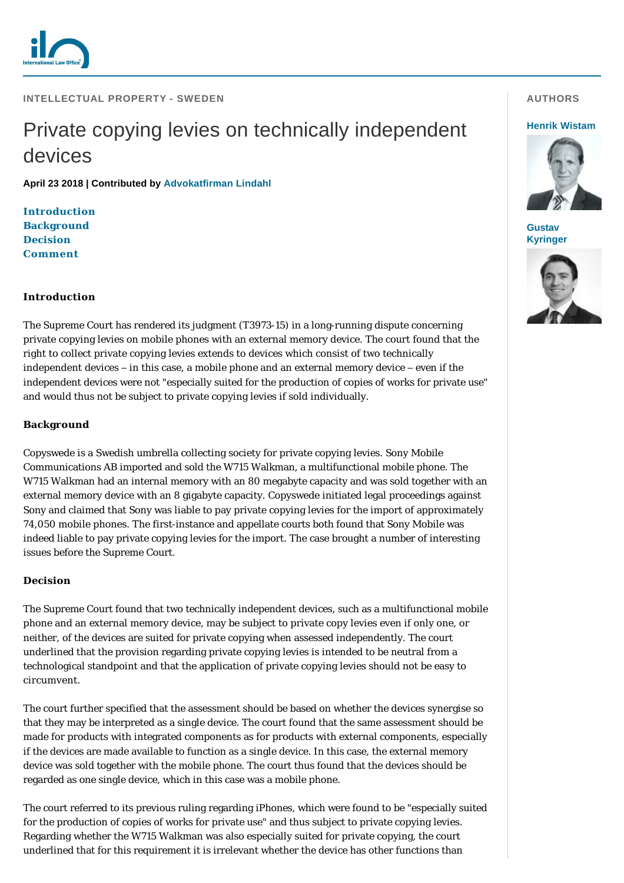INTELLECTUAL PROPERTY - SWEDEN

# Private copying levies on technically independent devices

**April 23 2018 | Contributed by Advokatfirman Lindahl**

AUTHORS

Henrik Wistam

Gustav Kyringer

- Introduction
- Background
- Decision
- Comment

## Introduction

The Supreme Court has rendered its judgment (T3973-15) in a long-running dispute concerning private copying levies on mobile phones with an external memory device. The court found that the right to collect private copying levies extends to devices which consist of two technically independent devices – in this case, a mobile phone and an external memory device – even if the independent devices were not "especially suited for the production of copies of works for private use" and would thus not be subject to private copying levies if sold individually.

## Background

Copyswede is a Swedish umbrella collecting society for private copying levies. Sony Mobile Communications AB imported and sold the W715 Walkman, a multifunctional mobile phone. The W715 Walkman had an internal memory with an 80 megabyte capacity and was sold together with an external memory device with an 8 gigabyte capacity. Copyswede initiated legal proceedings against Sony and claimed that Sony was liable to pay private copying levies for the import of approximately 74,050 mobile phones. The first-instance and appellate courts both found that Sony Mobile was indeed liable to pay private copying levies for the import. The case brought a number of interesting issues before the Supreme Court.

## Decision

The Supreme Court found that two technically independent devices, such as a multifunctional mobile phone and an external memory device, may be subject to private copy levies even if only one, or neither, of the devices are suited for private copying when assessed independently. The court underlined that the provision regarding private copying levies is intended to be neutral from a technological standpoint and that the application of private copying levies should not be easy to circumvent.

The court further specified that the assessment should be based on whether the devices synergise so that they may be interpreted as a single device. The court found that the same assessment should be made for products with integrated components as for products with external components, especially if the devices are made available to function as a single device. In this case, the external memory device was sold together with the mobile phone. The court thus found that the devices should be regarded as one single device, which in this case was a mobile phone.

The court referred to its previous ruling regarding iPhones, which were found to be "especially suited for the production of copies of works for private use" and thus subject to private copying levies. Regarding whether the W715 Walkman was also especially suited for private copying, the court underlined that for this requirement it is irrelevant whether the device has other functions than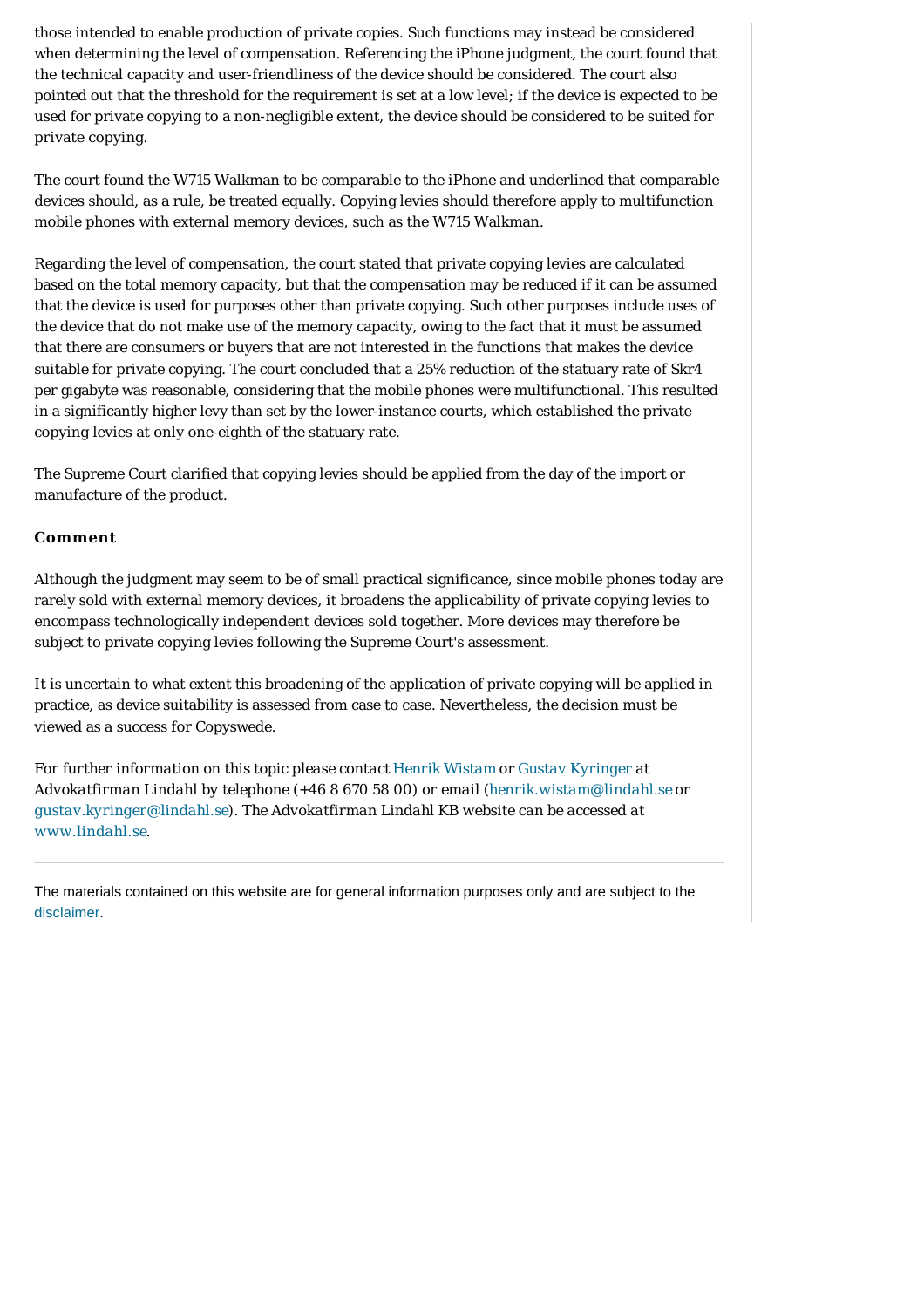those intended to enable production of private copies. Such functions may instead be considered when determining the level of compensation. Referencing the iPhone judgment, the court found that the technical capacity and user-friendliness of the device should be considered. The court also pointed out that the threshold for the requirement is set at a low level; if the device is expected to be used for private copying to a non-negligible extent, the device should be considered to be suited for private copying.

The court found the W715 Walkman to be comparable to the iPhone and underlined that comparable devices should, as a rule, be treated equally. Copying levies should therefore apply to multifunction mobile phones with external memory devices, such as the W715 Walkman.

Regarding the level of compensation, the court stated that private copying levies are calculated based on the total memory capacity, but that the compensation may be reduced if it can be assumed that the device is used for purposes other than private copying. Such other purposes include uses of the device that do not make use of the memory capacity, owing to the fact that it must be assumed that there are consumers or buyers that are not interested in the functions that makes the device suitable for private copying. The court concluded that a 25% reduction of the statuary rate of Skr4 per gigabyte was reasonable, considering that the mobile phones were multifunctional. This resulted in a significantly higher levy than set by the lower-instance courts, which established the private copying levies at only one-eighth of the statuary rate.

The Supreme Court clarified that copying levies should be applied from the day of the import or manufacture of the product.

### Comment

Although the judgment may seem to be of small practical significance, since mobile phones today are rarely sold with external memory devices, it broadens the applicability of private copying levies to encompass technologically independent devices sold together. More devices may therefore be subject to private copying levies following the Supreme Court's assessment.

It is uncertain to what extent this broadening of the application of private copying will be applied in practice, as device suitability is assessed from case to case. Nevertheless, the decision must be viewed as a success for Copyswede.

*For further information on this topic please contact* Henrik Wistam *or* Gustav Kyringer *at Advokatfirman Lindahl by telephone (+46 8 670 58 00) or email (*henrik.wistam@lindahl.se *or* gustav.kyringer@lindahl.se*). The Advokatfirman Lindahl KB website can be accessed at* www.lindahl.se.

---

The materials contained on this website are for general information purposes only and are subject to the disclaimer.